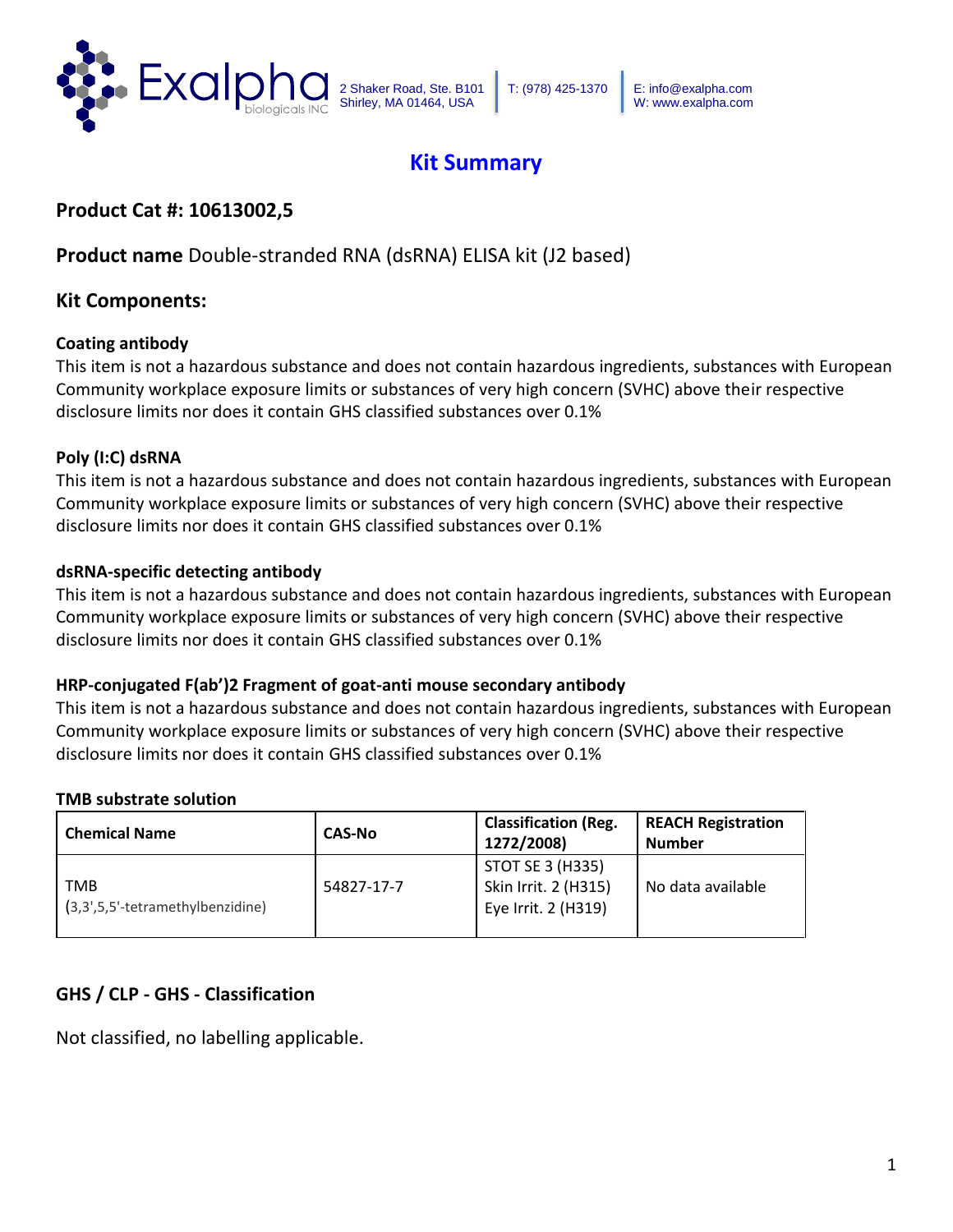# Kit Summary

## Product Cat #: 10613002,5

## Product name Double-stranded RNA (dsRNA) ELISA kit (J2 based)

## Kit Components:

### Coating antibody

This item is not a hazardous substance and does not contain hazardous ingredients, substances with European Community workplace exposure limits or substances of very high concern (SVHC) above their respective disclosure limits nor does it contain GHS classified substances over 0.1%

### Poly (I:C) dsRNA

This item is not a hazardous substance and does not contain hazardous ingredients, substances with European Community workplace exposure limits or substances of very high concern (SVHC) above their respective disclosure limits nor does it contain GHS classified substances over 0.1%

### dsRNA-specific detecting antibody

This item is not a hazardous substance and does not contain hazardous ingredients, substances with European Community workplace exposure limits or substances of very high concern (SVHC) above their respective disclosure limits nor does it contain GHS classified substances over 0.1%

### HRP-conjugated F(ab')2 Fragment of goat-anti mouse secondary antibody

This item is not a hazardous substance and does not contain hazardous ingredients, substances with European Community workplace exposure limits or substances of very high concern (SVHC) above their respective disclosure limits nor does it contain GHS classified substances over 0.1%

### TMB substrate solution

| Chemical Name | CAS-No | Classification (Reg. 1272/2008) | REACH Registration Number |
|---|---|---|---|
| TMB (3,3',5,5'-tetramethylbenzidine) | 54827-17-7 | STOT SE 3 (H335) Skin Irrit. 2 (H315) Eye Irrit. 2 (H319) | No data available |

## GHS / CLP - GHS - Classification

Not classified, no labelling applicable.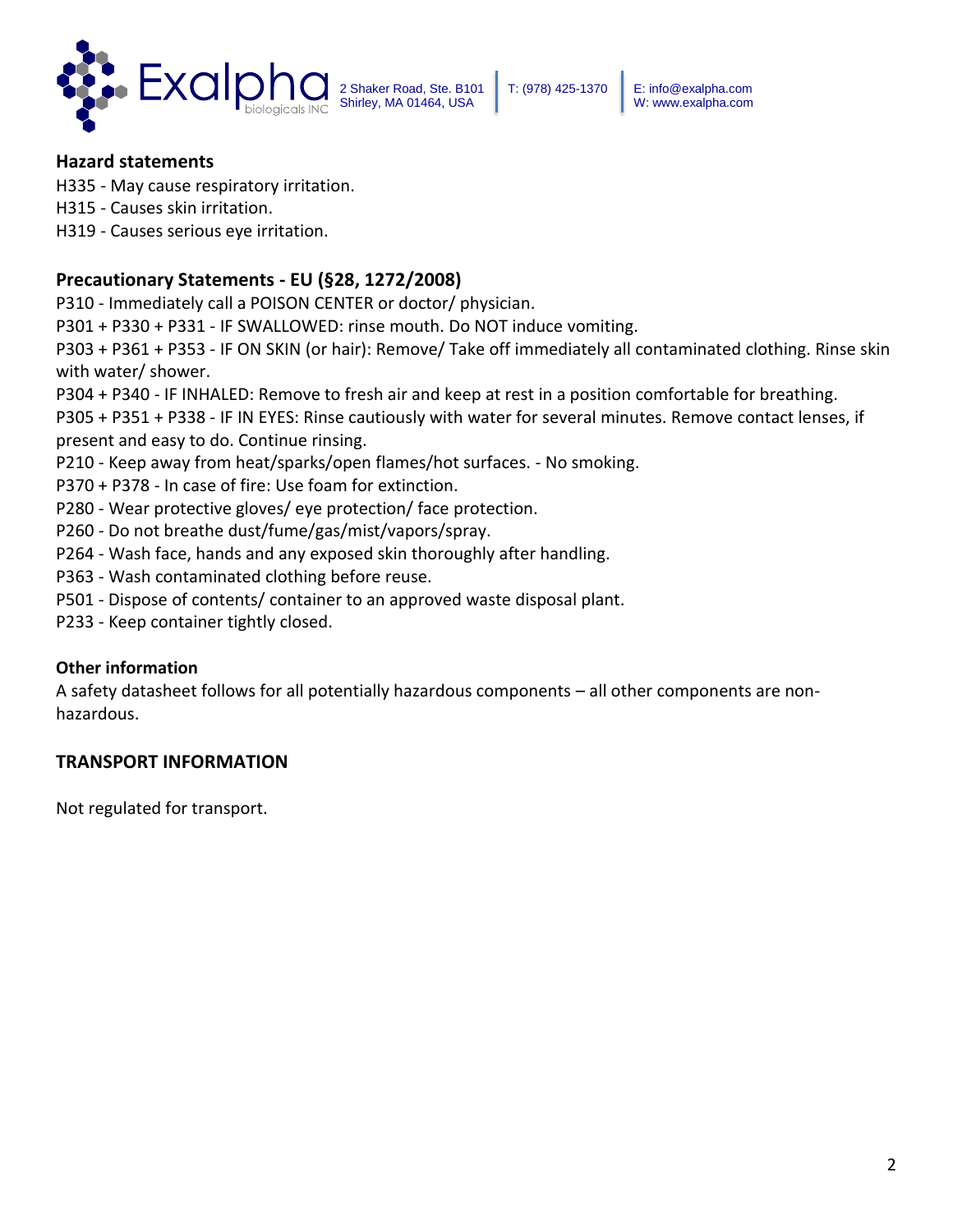### Hazard statements

H335 - May cause respiratory irritation.
H315 - Causes skin irritation.
H319 - Causes serious eye irritation.

### Precautionary Statements - EU (§28, 1272/2008)

P310 - Immediately call a POISON CENTER or doctor/ physician.
P301 + P330 + P331 - IF SWALLOWED: rinse mouth. Do NOT induce vomiting.
P303 + P361 + P353 - IF ON SKIN (or hair): Remove/ Take off immediately all contaminated clothing. Rinse skin with water/ shower.
P304 + P340 - IF INHALED: Remove to fresh air and keep at rest in a position comfortable for breathing.
P305 + P351 + P338 - IF IN EYES: Rinse cautiously with water for several minutes. Remove contact lenses, if present and easy to do. Continue rinsing.
P210 - Keep away from heat/sparks/open flames/hot surfaces. - No smoking.
P370 + P378 - In case of fire: Use foam for extinction.
P280 - Wear protective gloves/ eye protection/ face protection.
P260 - Do not breathe dust/fume/gas/mist/vapors/spray.
P264 - Wash face, hands and any exposed skin thoroughly after handling.
P363 - Wash contaminated clothing before reuse.
P501 - Dispose of contents/ container to an approved waste disposal plant.
P233 - Keep container tightly closed.

### Other information

A safety datasheet follows for all potentially hazardous components – all other components are non-hazardous.

## TRANSPORT INFORMATION

Not regulated for transport.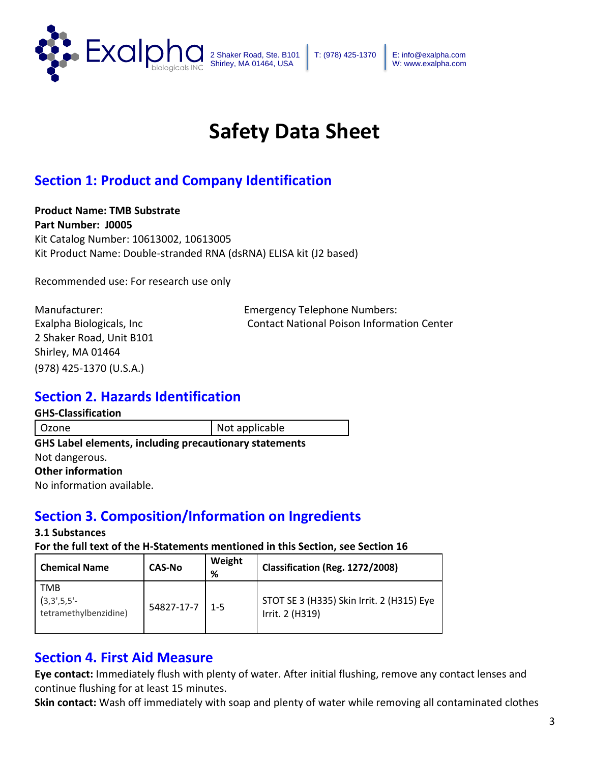# Safety Data Sheet

## Section 1: Product and Company Identification

**Product Name: TMB Substrate**
**Part Number: J0005**
Kit Catalog Number: 10613002, 10613005
Kit Product Name: Double-stranded RNA (dsRNA) ELISA kit (J2 based)

Recommended use: For research use only

Manufacturer:
Exalpha Biologicals, Inc
2 Shaker Road, Unit B101
Shirley, MA 01464
(978) 425-1370 (U.S.A.)

Emergency Telephone Numbers:
Contact National Poison Information Center

## Section 2. Hazards Identification

**GHS-Classification**

| Ozone | Not applicable |
|---|---|

**GHS Label elements, including precautionary statements**
Not dangerous.
**Other information**
No information available.

## Section 3. Composition/Information on Ingredients

**3.1 Substances**
**For the full text of the H-Statements mentioned in this Section, see Section 16**

| Chemical Name | CAS-No | Weight % | Classification (Reg. 1272/2008) |
|---|---|---|---|
| TMB (3,3',5,5'-tetramethylbenzidine) | 54827-17-7 | 1-5 | STOT SE 3 (H335) Skin Irrit. 2 (H315) Eye Irrit. 2 (H319) |

## Section 4. First Aid Measure

**Eye contact:** Immediately flush with plenty of water. After initial flushing, remove any contact lenses and continue flushing for at least 15 minutes.
**Skin contact:** Wash off immediately with soap and plenty of water while removing all contaminated clothes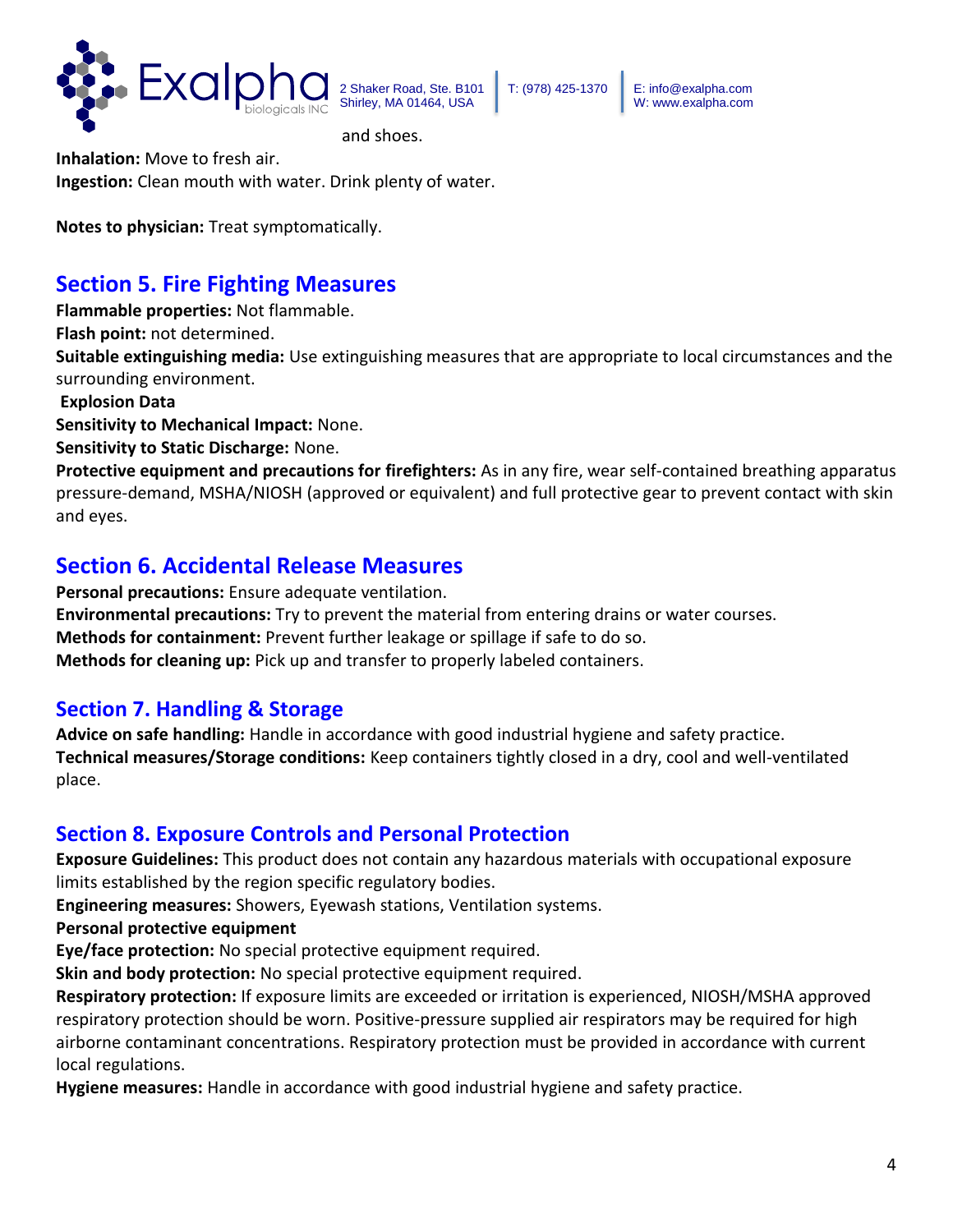and shoes.

**Inhalation:** Move to fresh air.

**Ingestion:** Clean mouth with water. Drink plenty of water.

**Notes to physician:** Treat symptomatically.

## Section 5. Fire Fighting Measures

**Flammable properties:** Not flammable.

**Flash point:** not determined.

**Suitable extinguishing media:** Use extinguishing measures that are appropriate to local circumstances and the surrounding environment.

**Explosion Data**

**Sensitivity to Mechanical Impact:** None.

**Sensitivity to Static Discharge:** None.

**Protective equipment and precautions for firefighters:** As in any fire, wear self-contained breathing apparatus pressure-demand, MSHA/NIOSH (approved or equivalent) and full protective gear to prevent contact with skin and eyes.

## Section 6. Accidental Release Measures

**Personal precautions:** Ensure adequate ventilation.

**Environmental precautions:** Try to prevent the material from entering drains or water courses.

**Methods for containment:** Prevent further leakage or spillage if safe to do so.

**Methods for cleaning up:** Pick up and transfer to properly labeled containers.

## Section 7. Handling & Storage

**Advice on safe handling:** Handle in accordance with good industrial hygiene and safety practice.

**Technical measures/Storage conditions:** Keep containers tightly closed in a dry, cool and well-ventilated place.

## Section 8. Exposure Controls and Personal Protection

**Exposure Guidelines:** This product does not contain any hazardous materials with occupational exposure limits established by the region specific regulatory bodies.

**Engineering measures:** Showers, Eyewash stations, Ventilation systems.

**Personal protective equipment**

**Eye/face protection:** No special protective equipment required.

**Skin and body protection:** No special protective equipment required.

**Respiratory protection:** If exposure limits are exceeded or irritation is experienced, NIOSH/MSHA approved respiratory protection should be worn. Positive-pressure supplied air respirators may be required for high airborne contaminant concentrations. Respiratory protection must be provided in accordance with current local regulations.

**Hygiene measures:** Handle in accordance with good industrial hygiene and safety practice.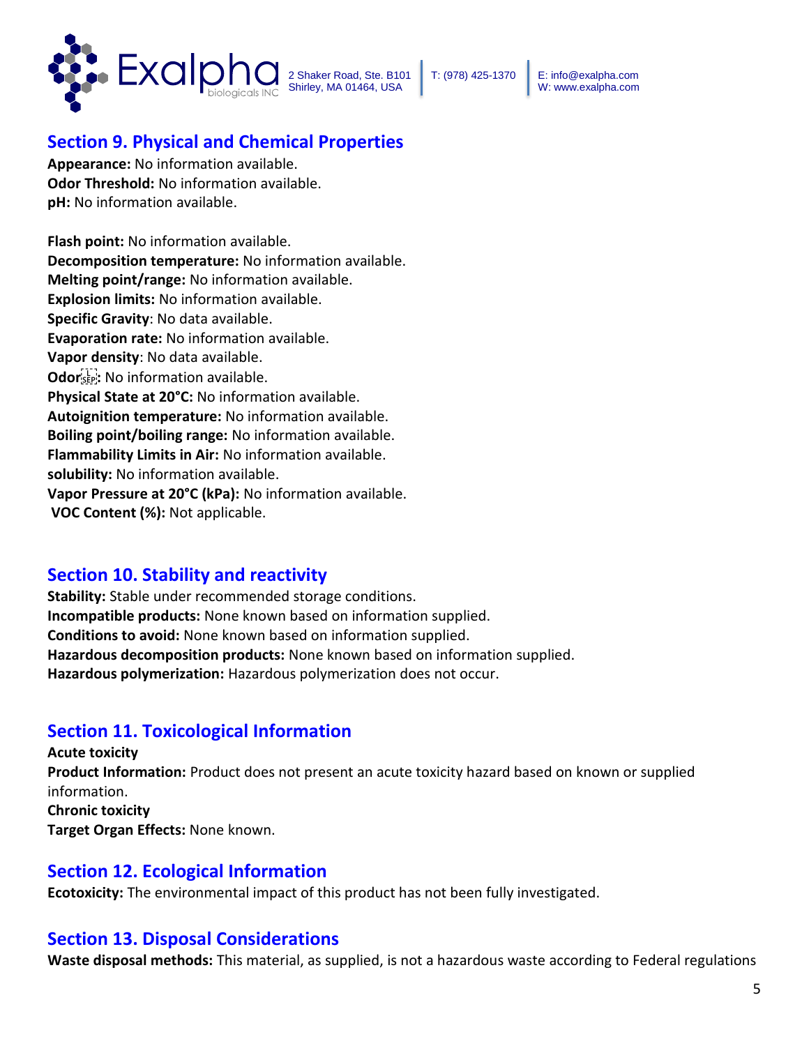## Section 9. Physical and Chemical Properties

**Appearance:** No information available.
**Odor Threshold:** No information available.
**pH:** No information available.

**Flash point:** No information available.
**Decomposition temperature:** No information available.
**Melting point/range:** No information available.
**Explosion limits:** No information available.
**Specific Gravity**: No data available.
**Evaporation rate:** No information available.
**Vapor density**: No data available.
**Odor:** No information available.
**Physical State at 20°C:** No information available.
**Autoignition temperature:** No information available.
**Boiling point/boiling range:** No information available.
**Flammability Limits in Air:** No information available.
**solubility:** No information available.
**Vapor Pressure at 20°C (kPa):** No information available.
**VOC Content (%):** Not applicable.

## Section 10. Stability and reactivity

**Stability:** Stable under recommended storage conditions.
**Incompatible products:** None known based on information supplied.
**Conditions to avoid:** None known based on information supplied.
**Hazardous decomposition products:** None known based on information supplied.
**Hazardous polymerization:** Hazardous polymerization does not occur.

## Section 11. Toxicological Information

**Acute toxicity**
**Product Information:** Product does not present an acute toxicity hazard based on known or supplied information.
**Chronic toxicity**
**Target Organ Effects:** None known.

## Section 12. Ecological Information

**Ecotoxicity:** The environmental impact of this product has not been fully investigated.

## Section 13. Disposal Considerations

**Waste disposal methods:** This material, as supplied, is not a hazardous waste according to Federal regulations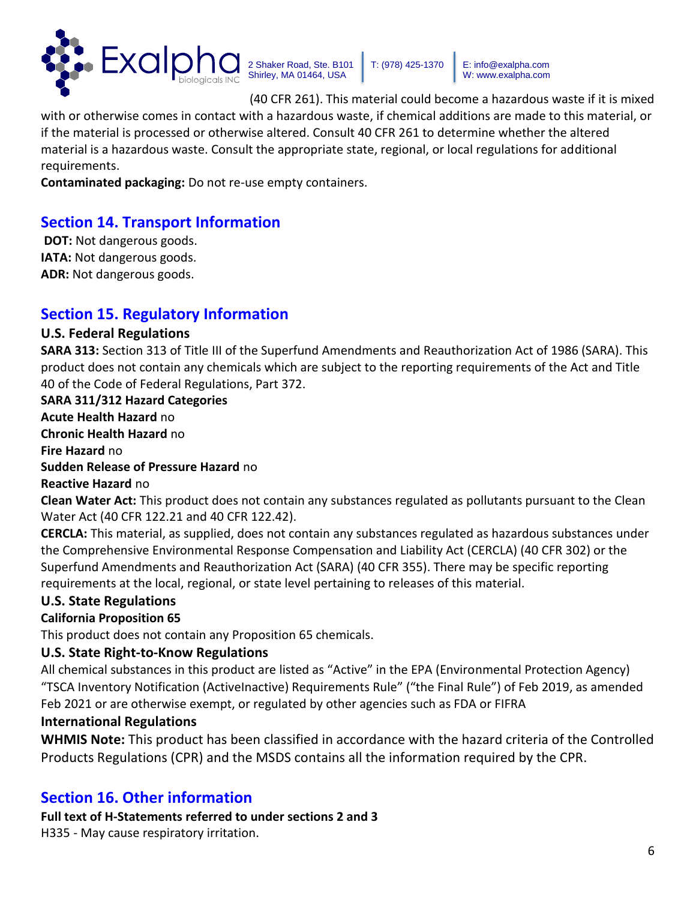(40 CFR 261). This material could become a hazardous waste if it is mixed with or otherwise comes in contact with a hazardous waste, if chemical additions are made to this material, or if the material is processed or otherwise altered. Consult 40 CFR 261 to determine whether the altered material is a hazardous waste. Consult the appropriate state, regional, or local regulations for additional requirements.

**Contaminated packaging:** Do not re-use empty containers.

## Section 14. Transport Information

**DOT:** Not dangerous goods.
**IATA:** Not dangerous goods.
**ADR:** Not dangerous goods.

## Section 15. Regulatory Information

### U.S. Federal Regulations

**SARA 313:** Section 313 of Title III of the Superfund Amendments and Reauthorization Act of 1986 (SARA). This product does not contain any chemicals which are subject to the reporting requirements of the Act and Title 40 of the Code of Federal Regulations, Part 372.

**SARA 311/312 Hazard Categories**

**Acute Health Hazard** no
**Chronic Health Hazard** no
**Fire Hazard** no
**Sudden Release of Pressure Hazard** no
**Reactive Hazard** no

**Clean Water Act:** This product does not contain any substances regulated as pollutants pursuant to the Clean Water Act (40 CFR 122.21 and 40 CFR 122.42).

**CERCLA:** This material, as supplied, does not contain any substances regulated as hazardous substances under the Comprehensive Environmental Response Compensation and Liability Act (CERCLA) (40 CFR 302) or the Superfund Amendments and Reauthorization Act (SARA) (40 CFR 355). There may be specific reporting requirements at the local, regional, or state level pertaining to releases of this material.

### U.S. State Regulations

**California Proposition 65**

This product does not contain any Proposition 65 chemicals.

### U.S. State Right-to-Know Regulations

All chemical substances in this product are listed as "Active" in the EPA (Environmental Protection Agency) "TSCA Inventory Notification (ActiveInactive) Requirements Rule" ("the Final Rule") of Feb 2019, as amended Feb 2021 or are otherwise exempt, or regulated by other agencies such as FDA or FIFRA

### International Regulations

**WHMIS Note:** This product has been classified in accordance with the hazard criteria of the Controlled Products Regulations (CPR) and the MSDS contains all the information required by the CPR.

## Section 16. Other information

**Full text of H-Statements referred to under sections 2 and 3**

H335 - May cause respiratory irritation.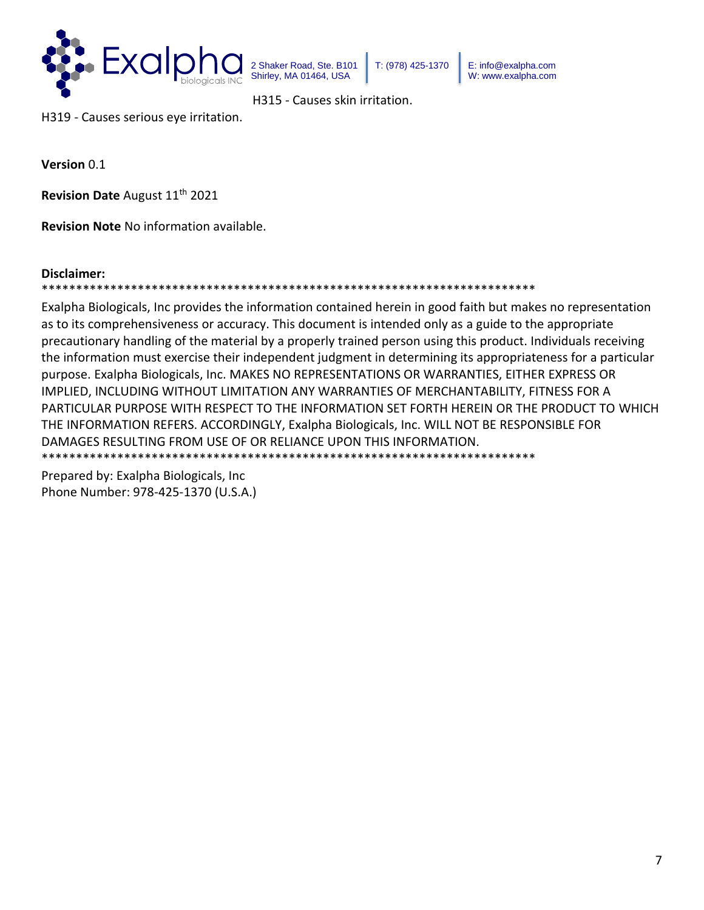H315 - Causes skin irritation.

H319 - Causes serious eye irritation.

**Version** 0.1

**Revision Date** August 11th 2021

**Revision Note** No information available.

**Disclaimer:**

****************************************************************************

Exalpha Biologicals, Inc provides the information contained herein in good faith but makes no representation as to its comprehensiveness or accuracy. This document is intended only as a guide to the appropriate precautionary handling of the material by a properly trained person using this product. Individuals receiving the information must exercise their independent judgment in determining its appropriateness for a particular purpose. Exalpha Biologicals, Inc. MAKES NO REPRESENTATIONS OR WARRANTIES, EITHER EXPRESS OR IMPLIED, INCLUDING WITHOUT LIMITATION ANY WARRANTIES OF MERCHANTABILITY, FITNESS FOR A PARTICULAR PURPOSE WITH RESPECT TO THE INFORMATION SET FORTH HEREIN OR THE PRODUCT TO WHICH THE INFORMATION REFERS. ACCORDINGLY, Exalpha Biologicals, Inc. WILL NOT BE RESPONSIBLE FOR DAMAGES RESULTING FROM USE OF OR RELIANCE UPON THIS INFORMATION.

****************************************************************************

Prepared by: Exalpha Biologicals, Inc
Phone Number: 978-425-1370 (U.S.A.)